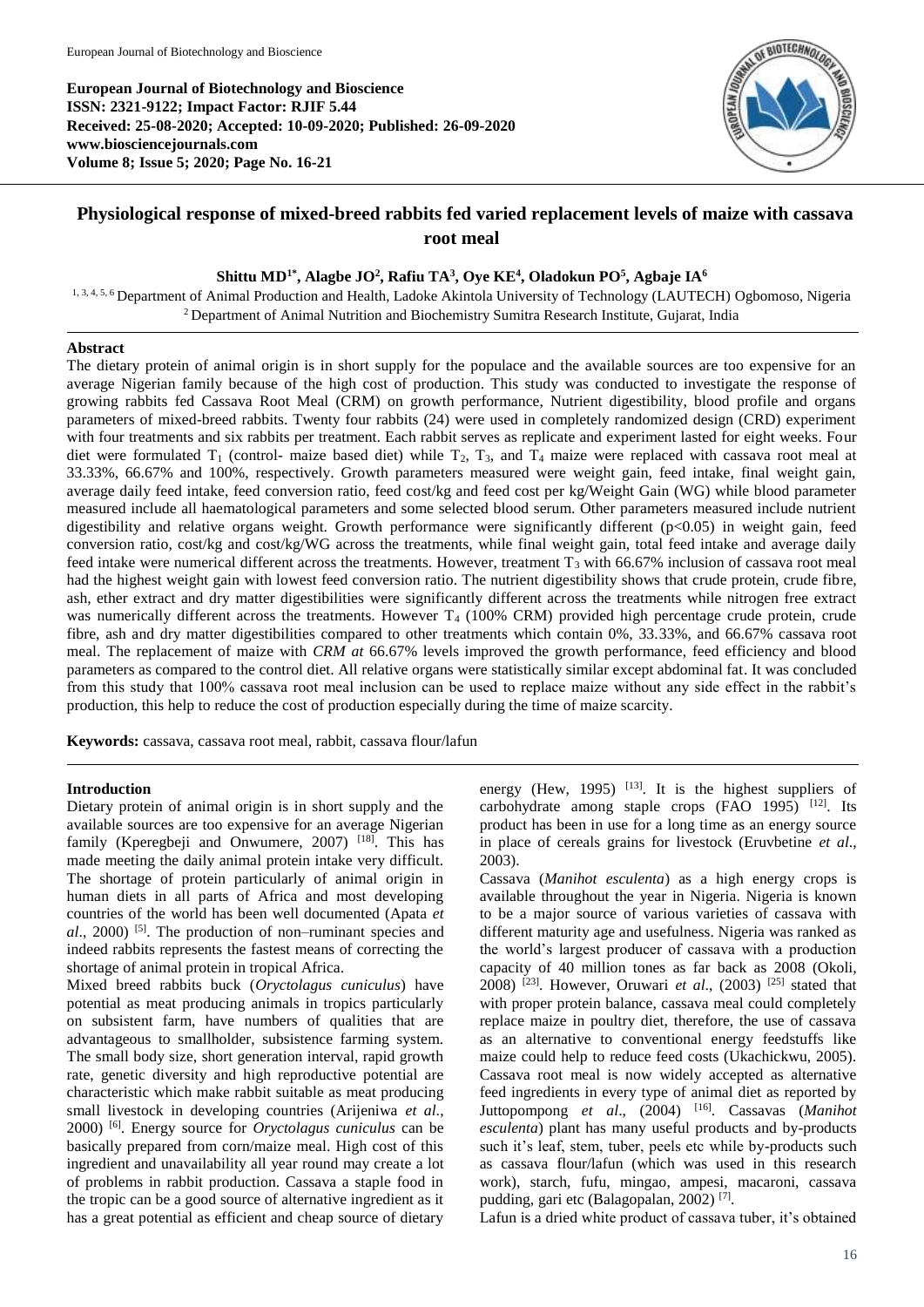**European Journal of Biotechnology and Bioscience**
**ISSN: 2321-9122; Impact Factor: RJIF 5.44**
**Received: 25-08-2020; Accepted: 10-09-2020; Published: 26-09-2020**
**www.biosciencejournals.com**
**Volume 8; Issue 5; 2020; Page No. 16-21**

# Physiological response of mixed-breed rabbits fed varied replacement levels of maize with cassava root meal

**Shittu MD[1*], Alagbe JO[2], Rafiu TA[3], Oye KE[4], Oladokun PO[5], Agbaje IA[6]**

[1, 3, 4, 5, 6] Department of Animal Production and Health, Ladoke Akintola University of Technology (LAUTECH) Ogbomoso, Nigeria
[2] Department of Animal Nutrition and Biochemistry Sumitra Research Institute, Gujarat, India

## Abstract

The dietary protein of animal origin is in short supply for the populace and the available sources are too expensive for an average Nigerian family because of the high cost of production. This study was conducted to investigate the response of growing rabbits fed Cassava Root Meal (CRM) on growth performance, Nutrient digestibility, blood profile and organs parameters of mixed-breed rabbits. Twenty four rabbits (24) were used in completely randomized design (CRD) experiment with four treatments and six rabbits per treatment. Each rabbit serves as replicate and experiment lasted for eight weeks. Four diet were formulated $T_1$ (control- maize based diet) while $T_2$, $T_3$, and $T_4$ maize were replaced with cassava root meal at 33.33%, 66.67% and 100%, respectively. Growth parameters measured were weight gain, feed intake, final weight gain, average daily feed intake, feed conversion ratio, feed cost/kg and feed cost per kg/Weight Gain (WG) while blood parameter measured include all haematological parameters and some selected blood serum. Other parameters measured include nutrient digestibility and relative organs weight. Growth performance were significantly different ($p<0.05$) in weight gain, feed conversion ratio, cost/kg and cost/kg/WG across the treatments, while final weight gain, total feed intake and average daily feed intake were numerical different across the treatments. However, treatment $T_3$ with 66.67% inclusion of cassava root meal had the highest weight gain with lowest feed conversion ratio. The nutrient digestibility shows that crude protein, crude fibre, ash, ether extract and dry matter digestibilities were significantly different across the treatments while nitrogen free extract was numerically different across the treatments. However $T_4$ (100% CRM) provided high percentage crude protein, crude fibre, ash and dry matter digestibilities compared to other treatments which contain 0%, 33.33%, and 66.67% cassava root meal. The replacement of maize with *CRM at* 66.67% levels improved the growth performance, feed efficiency and blood parameters as compared to the control diet. All relative organs were statistically similar except abdominal fat. It was concluded from this study that 100% cassava root meal inclusion can be used to replace maize without any side effect in the rabbit's production, this help to reduce the cost of production especially during the time of maize scarcity.

**Keywords:** cassava, cassava root meal, rabbit, cassava flour/lafun

## Introduction

Dietary protein of animal origin is in short supply and the available sources are too expensive for an average Nigerian family (Kperegbeji and Onwumere, 2007) [18]. This has made meeting the daily animal protein intake very difficult. The shortage of protein particularly of animal origin in human diets in all parts of Africa and most developing countries of the world has been well documented (Apata *et al*., 2000) [5]. The production of non–ruminant species and indeed rabbits represents the fastest means of correcting the shortage of animal protein in tropical Africa.

Mixed breed rabbits buck (*Oryctolagus cuniculus*) have potential as meat producing animals in tropics particularly on subsistent farm, have numbers of qualities that are advantageous to smallholder, subsistence farming system. The small body size, short generation interval, rapid growth rate, genetic diversity and high reproductive potential are characteristic which make rabbit suitable as meat producing small livestock in developing countries (Arijeniwa *et al*., 2000) [6]. Energy source for *Oryctolagus cuniculus* can be basically prepared from corn/maize meal. High cost of this ingredient and unavailability all year round may create a lot of problems in rabbit production. Cassava a staple food in the tropic can be a good source of alternative ingredient as it has a great potential as efficient and cheap source of dietary energy (Hew, 1995) [13]. It is the highest suppliers of carbohydrate among staple crops (FAO 1995) [12]. Its product has been in use for a long time as an energy source in place of cereals grains for livestock (Eruvbetine *et al*., 2003).

Cassava (*Manihot esculenta*) as a high energy crops is available throughout the year in Nigeria. Nigeria is known to be a major source of various varieties of cassava with different maturity age and usefulness. Nigeria was ranked as the world's largest producer of cassava with a production capacity of 40 million tones as far back as 2008 (Okoli, 2008) [23]. However, Oruwari *et al*., (2003) [25] stated that with proper protein balance, cassava meal could completely replace maize in poultry diet, therefore, the use of cassava as an alternative to conventional energy feedstuffs like maize could help to reduce feed costs (Ukachickwu, 2005). Cassava root meal is now widely accepted as alternative feed ingredients in every type of animal diet as reported by Juttopompong *et al*., (2004) [16]. Cassavas (*Manihot esculenta*) plant has many useful products and by-products such it's leaf, stem, tuber, peels etc while by-products such as cassava flour/lafun (which was used in this research work), starch, fufu, mingao, ampesi, macaroni, cassava pudding, gari etc (Balagopalan, 2002) [7].

Lafun is a dried white product of cassava tuber, it's obtained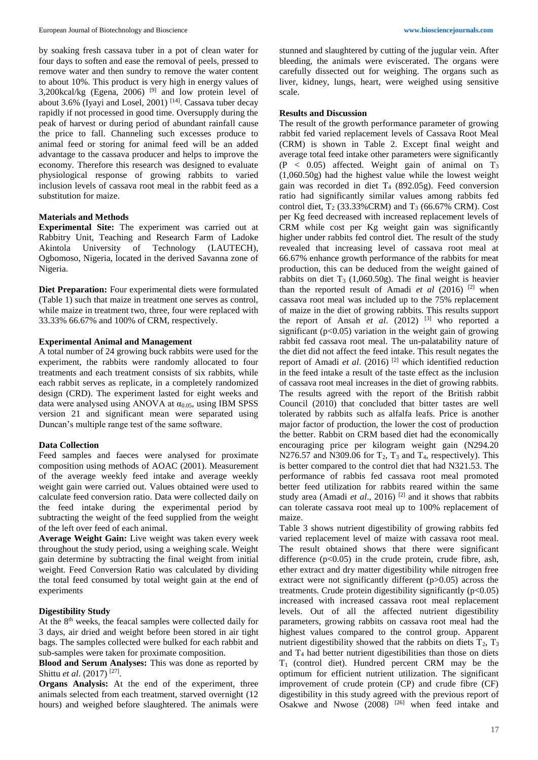by soaking fresh cassava tuber in a pot of clean water for four days to soften and ease the removal of peels, pressed to remove water and then sundry to remove the water content to about 10%. This product is very high in energy values of 3,200kcal/kg (Egena, 2006) [9] and low protein level of about 3.6% (Iyayi and Losel, 2001) [14]. Cassava tuber decay rapidly if not processed in good time. Oversupply during the peak of harvest or during period of abundant rainfall cause the price to fall. Channeling such excesses produce to animal feed or storing for animal feed will be an added advantage to the cassava producer and helps to improve the economy. Therefore this research was designed to evaluate physiological response of growing rabbits to varied inclusion levels of cassava root meal in the rabbit feed as a substitution for maize.

## Materials and Methods

**Experimental Site:** The experiment was carried out at Rabbitry Unit, Teaching and Research Farm of Ladoke Akintola University of Technology (LAUTECH), Ogbomoso, Nigeria, located in the derived Savanna zone of Nigeria.

**Diet Preparation:** Four experimental diets were formulated (Table 1) such that maize in treatment one serves as control, while maize in treatment two, three, four were replaced with 33.33% 66.67% and 100% of CRM, respectively.

### Experimental Animal and Management

A total number of 24 growing buck rabbits were used for the experiment, the rabbits were randomly allocated to four treatments and each treatment consists of six rabbits, while each rabbit serves as replicate, in a completely randomized design (CRD). The experiment lasted for eight weeks and data were analysed using ANOVA at $\alpha_{0.05}$, using IBM SPSS version 21 and significant mean were separated using Duncan's multiple range test of the same software.

### Data Collection

Feed samples and faeces were analysed for proximate composition using methods of AOAC (2001). Measurement of the average weekly feed intake and average weekly weight gain were carried out. Values obtained were used to calculate feed conversion ratio. Data were collected daily on the feed intake during the experimental period by subtracting the weight of the feed supplied from the weight of the left over feed of each animal.

**Average Weight Gain:** Live weight was taken every week throughout the study period, using a weighing scale. Weight gain determine by subtracting the final weight from initial weight. Feed Conversion Ratio was calculated by dividing the total feed consumed by total weight gain at the end of experiments

### Digestibility Study

At the 8th weeks, the feacal samples were collected daily for 3 days, air dried and weight before been stored in air tight bags. The samples collected were bulked for each rabbit and sub-samples were taken for proximate composition.

**Blood and Serum Analyses:** This was done as reported by Shittu *et al*. (2017) [27].

**Organs Analysis:** At the end of the experiment, three animals selected from each treatment, starved overnight (12 hours) and weighed before slaughtered. The animals were stunned and slaughtered by cutting of the jugular vein. After bleeding, the animals were eviscerated. The organs were carefully dissected out for weighing. The organs such as liver, kidney, lungs, heart, were weighed using sensitive scale.

## Results and Discussion

The result of the growth performance parameter of growing rabbit fed varied replacement levels of Cassava Root Meal (CRM) is shown in Table 2. Except final weight and average total feed intake other parameters were significantly ($P < 0.05$) affected. Weight gain of animal on $T_3$ (1,060.50g) had the highest value while the lowest weight gain was recorded in diet $T_4$ (892.05g). Feed conversion ratio had significantly similar values among rabbits fed control diet, $T_2$ (33.33%CRM) and $T_3$ (66.67% CRM). Cost per Kg feed decreased with increased replacement levels of CRM while cost per Kg weight gain was significantly higher under rabbits fed control diet. The result of the study revealed that increasing level of cassava root meal at 66.67% enhance growth performance of the rabbits for meat production, this can be deduced from the weight gained of rabbits on diet $T_3$ (1,060.50g). The final weight is heavier than the reported result of Amadi *et al* (2016) [2] when cassava root meal was included up to the 75% replacement of maize in the diet of growing rabbits. This results support the report of Ansah *et al*. (2012) [3] who reported a significant ($p<0.05$) variation in the weight gain of growing rabbit fed cassava root meal. The un-palatability nature of the diet did not affect the feed intake. This result negates the report of Amadi *et al*. (2016) [2] which identified reduction in the feed intake a result of the taste effect as the inclusion of cassava root meal increases in the diet of growing rabbits. The results agreed with the report of the British rabbit Council (2010) that concluded that bitter tastes are well tolerated by rabbits such as alfalfa leafs. Price is another major factor of production, the lower the cost of production the better. Rabbit on CRM based diet had the economically encouraging price per kilogram weight gain (N294.20 N276.57 and N309.06 for $T_2$, $T_3$ and $T_4$, respectively). This is better compared to the control diet that had N321.53. The performance of rabbis fed cassava root meal promoted better feed utilization for rabbits reared within the same study area (Amadi *et al*., 2016) [2] and it shows that rabbits can tolerate cassava root meal up to 100% replacement of maize.

Table 3 shows nutrient digestibility of growing rabbits fed varied replacement level of maize with cassava root meal. The result obtained shows that there were significant difference ($p<0.05$) in the crude protein, crude fibre, ash, ether extract and dry matter digestibility while nitrogen free extract were not significantly different ($p>0.05$) across the treatments. Crude protein digestibility significantly ($p<0.05$) increased with increased cassava root meal replacement levels. Out of all the affected nutrient digestibility parameters, growing rabbits on cassava root meal had the highest values compared to the control group. Apparent nutrient digestibility showed that the rabbits on diets $T_2$, $T_3$ and $T_4$ had better nutrient digestibilities than those on diets $T_1$ (control diet). Hundred percent CRM may be the optimum for efficient nutrient utilization. The significant improvement of crude protein (CP) and crude fibre (CF) digestibility in this study agreed with the previous report of Osakwe and Nwose (2008) [26] when feed intake and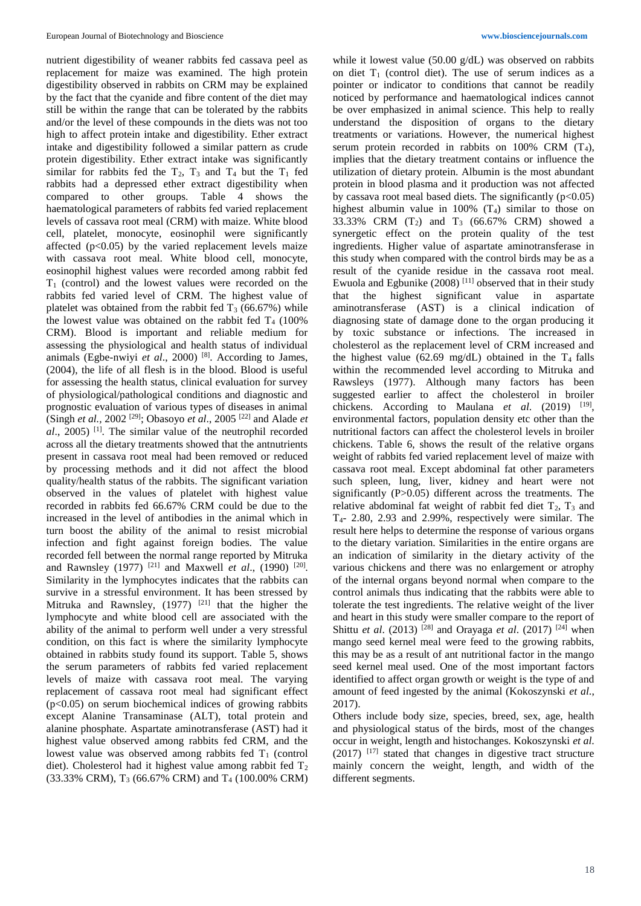nutrient digestibility of weaner rabbits fed cassava peel as replacement for maize was examined. The high protein digestibility observed in rabbits on CRM may be explained by the fact that the cyanide and fibre content of the diet may still be within the range that can be tolerated by the rabbits and/or the level of these compounds in the diets was not too high to affect protein intake and digestibility. Ether extract intake and digestibility followed a similar pattern as crude protein digestibility. Ether extract intake was significantly similar for rabbits fed the $T_2$, $T_3$ and $T_4$ but the $T_1$ fed rabbits had a depressed ether extract digestibility when compared to other groups. Table 4 shows the haematological parameters of rabbits fed varied replacement levels of cassava root meal (CRM) with maize. White blood cell, platelet, monocyte, eosinophil were significantly affected ($p<0.05$) by the varied replacement levels maize with cassava root meal. White blood cell, monocyte, eosinophil highest values were recorded among rabbit fed $T_1$ (control) and the lowest values were recorded on the rabbits fed varied level of CRM. The highest value of platelet was obtained from the rabbit fed $T_3$ (66.67%) while the lowest value was obtained on the rabbit fed $T_4$ (100% CRM). Blood is important and reliable medium for assessing the physiological and health status of individual animals (Egbe-nwiyi *et al*., 2000) [8]. According to James, (2004), the life of all flesh is in the blood. Blood is useful for assessing the health status, clinical evaluation for survey of physiological/pathological conditions and diagnostic and prognostic evaluation of various types of diseases in animal (Singh *et al.*, 2002 [29]; Obasoyo *et al*., 2005 [22] and Alade *et al*., 2005) [1]. The similar value of the neutrophil recorded across all the dietary treatments showed that the antnutrients present in cassava root meal had been removed or reduced by processing methods and it did not affect the blood quality/health status of the rabbits. The significant variation observed in the values of platelet with highest value recorded in rabbits fed 66.67% CRM could be due to the increased in the level of antibodies in the animal which in turn boost the ability of the animal to resist microbial infection and fight against foreign bodies. The value recorded fell between the normal range reported by Mitruka and Rawnsley (1977) [21] and Maxwell *et al*., (1990) [20]. Similarity in the lymphocytes indicates that the rabbits can survive in a stressful environment. It has been stressed by Mitruka and Rawnsley, (1977) [21] that the higher the lymphocyte and white blood cell are associated with the ability of the animal to perform well under a very stressful condition, on this fact is where the similarity lymphocyte obtained in rabbits study found its support. Table 5, shows the serum parameters of rabbits fed varied replacement levels of maize with cassava root meal. The varying replacement of cassava root meal had significant effect ($p<0.05$) on serum biochemical indices of growing rabbits except Alanine Transaminase (ALT), total protein and alanine phosphate. Aspartate aminotransferase (AST) had it highest value observed among rabbits fed CRM, and the lowest value was observed among rabbits fed $T_1$ (control diet). Cholesterol had it highest value among rabbit fed $T_2$ (33.33% CRM), $T_3$ (66.67% CRM) and $T_4$ (100.00% CRM) while it lowest value (50.00 g/dL) was observed on rabbits on diet $T_1$ (control diet). The use of serum indices as a pointer or indicator to conditions that cannot be readily noticed by performance and haematological indices cannot be over emphasized in animal science. This help to really understand the disposition of organs to the dietary treatments or variations. However, the numerical highest serum protein recorded in rabbits on 100% CRM ($T_4$), implies that the dietary treatment contains or influence the utilization of dietary protein. Albumin is the most abundant protein in blood plasma and it production was not affected by cassava root meal based diets. The significantly ($p<0.05$) highest albumin value in 100% ($T_4$) similar to those on 33.33% CRM ($T_2$) and $T_3$ (66.67% CRM) showed a synergetic effect on the protein quality of the test ingredients. Higher value of aspartate aminotransferase in this study when compared with the control birds may be as a result of the cyanide residue in the cassava root meal. Ewuola and Egbunike (2008) [11] observed that in their study that the highest significant value in aspartate aminotransferase (AST) is a clinical indication of diagnosing state of damage done to the organ producing it by toxic substance or infections. The increased in cholesterol as the replacement level of CRM increased and the highest value (62.69 mg/dL) obtained in the $T_4$ falls within the recommended level according to Mitruka and Rawsleys (1977). Although many factors has been suggested earlier to affect the cholesterol in broiler chickens. According to Maulana *et al*. (2019) [19], environmental factors, population density etc other than the nutritional factors can affect the cholesterol levels in broiler chickens. Table 6, shows the result of the relative organs weight of rabbits fed varied replacement level of maize with cassava root meal. Except abdominal fat other parameters such spleen, lung, liver, kidney and heart were not significantly ($P>0.05$) different across the treatments. The relative abdominal fat weight of rabbit fed diet $T_2$, $T_3$ and $T_4$- 2.80, 2.93 and 2.99%, respectively were similar. The result here helps to determine the response of various organs to the dietary variation. Similarities in the entire organs are an indication of similarity in the dietary activity of the various chickens and there was no enlargement or atrophy of the internal organs beyond normal when compare to the control animals thus indicating that the rabbits were able to tolerate the test ingredients. The relative weight of the liver and heart in this study were smaller compare to the report of Shittu *et al*. (2013) [28] and Orayaga *et al*. (2017) [24] when mango seed kernel meal were feed to the growing rabbits, this may be as a result of ant nutritional factor in the mango seed kernel meal used. One of the most important factors identified to affect organ growth or weight is the type of and amount of feed ingested by the animal (Kokoszynski *et al.*, 2017).

Others include body size, species, breed, sex, age, health and physiological status of the birds, most of the changes occur in weight, length and histochanges. Kokoszynski *et al*. (2017) [17] stated that changes in digestive tract structure mainly concern the weight, length, and width of the different segments.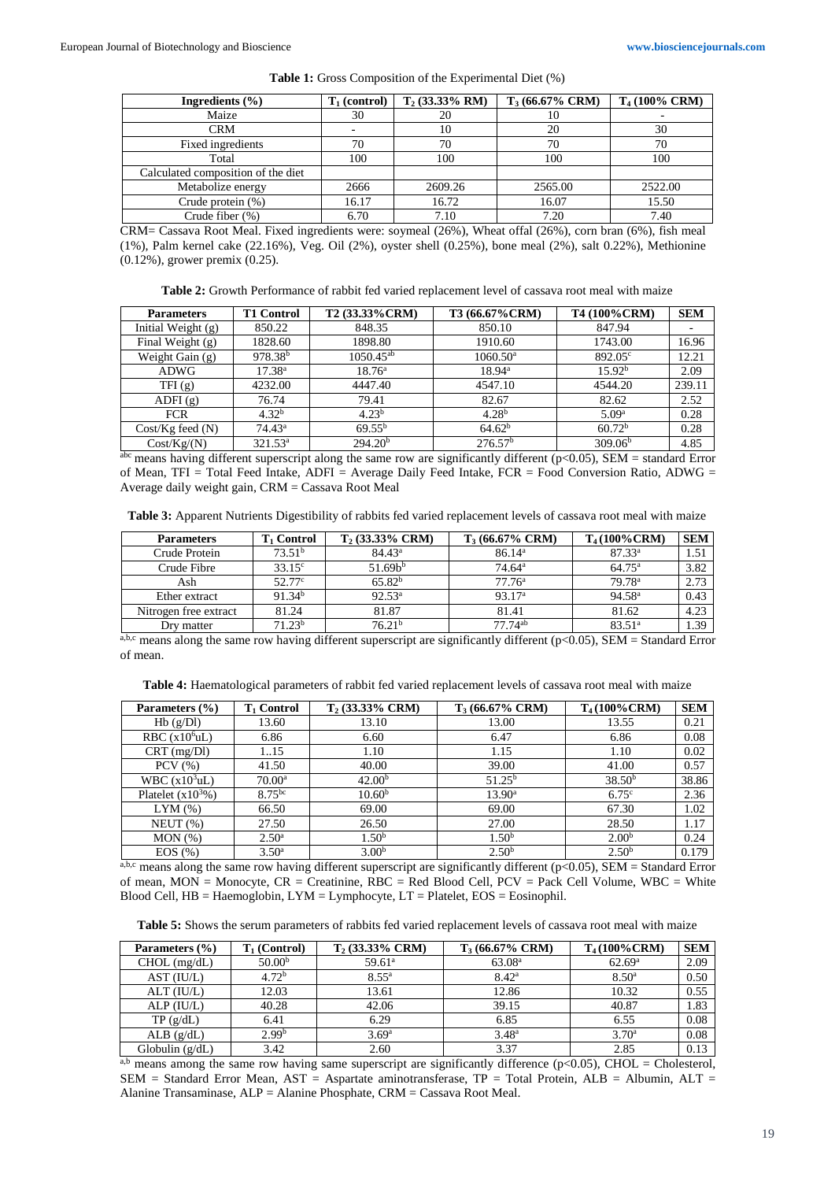**Table 1:** Gross Composition of the Experimental Diet (%)

| Ingredients (%) | $T_1$ (control) | $T_2$ (33.33% RM) | $T_3$ (66.67% CRM) | $T_4$ (100% CRM) |
|---|---|---|---|---|
| Maize | 30 | 20 | 10 | - |
| CRM | - | 10 | 20 | 30 |
| Fixed ingredients | 70 | 70 | 70 | 70 |
| Total | 100 | 100 | 100 | 100 |
| Calculated composition of the diet | | | | |
| Metabolize energy | 2666 | 2609.26 | 2565.00 | 2522.00 |
| Crude protein (%) | 16.17 | 16.72 | 16.07 | 15.50 |
| Crude fiber (%) | 6.70 | 7.10 | 7.20 | 7.40 |

CRM= Cassava Root Meal. Fixed ingredients were: soymeal (26%), Wheat offal (26%), corn bran (6%), fish meal (1%), Palm kernel cake (22.16%), Veg. Oil (2%), oyster shell (0.25%), bone meal (2%), salt 0.22%), Methionine (0.12%), grower premix (0.25).

**Table 2:** Growth Performance of rabbit fed varied replacement level of cassava root meal with maize

| Parameters | T1 Control | T2 (33.33%CRM) | T3 (66.67%CRM) | T4 (100%CRM) | SEM |
|---|---|---|---|---|---|
| Initial Weight (g) | 850.22 | 848.35 | 850.10 | 847.94 | - |
| Final Weight (g) | 1828.60 | 1898.80 | 1910.60 | 1743.00 | 16.96 |
| Weight Gain (g) | $978.38^{b}$ | $1050.45^{ab}$ | $1060.50^{a}$ | $892.05^{c}$ | 12.21 |
| ADWG | $17.38^{a}$ | $18.76^{a}$ | $18.94^{a}$ | $15.92^{b}$ | 2.09 |
| TFI (g) | 4232.00 | 4447.40 | 4547.10 | 4544.20 | 239.11 |
| ADFI (g) | 76.74 | 79.41 | 82.67 | 82.62 | 2.52 |
| FCR | $4.32^{b}$ | $4.23^{b}$ | $4.28^{b}$ | $5.09^{a}$ | 0.28 |
| Cost/Kg feed (N) | $74.43^{a}$ | $69.55^{b}$ | $64.62^{b}$ | $60.72^{b}$ | 0.28 |
| Cost/Kg/(N) | $321.53^{a}$ | $294.20^{b}$ | $276.57^{b}$ | $309.06^{b}$ | 4.85 |

$^{abc}$ means having different superscript along the same row are significantly different ($p<0.05$), SEM = standard Error of Mean, TFI = Total Feed Intake, ADFI = Average Daily Feed Intake, FCR = Food Conversion Ratio, ADWG = Average daily weight gain, CRM = Cassava Root Meal

**Table 3:** Apparent Nutrients Digestibility of rabbits fed varied replacement levels of cassava root meal with maize

| Parameters | $T_1$ Control | $T_2$ (33.33% CRM) | $T_3$ (66.67% CRM) | $T_4$ (100%CRM) | SEM |
|---|---|---|---|---|---|
| Crude Protein | $73.51^{b}$ | $84.43^{a}$ | $86.14^{a}$ | $87.33^{a}$ | 1.51 |
| Crude Fibre | $33.15^{c}$ | $51.69b^{b}$ | $74.64^{a}$ | $64.75^{a}$ | 3.82 |
| Ash | $52.77^{c}$ | $65.82^{b}$ | $77.76^{a}$ | $79.78^{a}$ | 2.73 |
| Ether extract | $91.34^{b}$ | $92.53^{a}$ | $93.17^{a}$ | $94.58^{a}$ | 0.43 |
| Nitrogen free extract | 81.24 | 81.87 | 81.41 | 81.62 | 4.23 |
| Dry matter | $71.23^{b}$ | $76.21^{b}$ | $77.74^{ab}$ | $83.51^{a}$ | 1.39 |

$^{a,b,c}$ means along the same row having different superscript are significantly different ($p<0.05$), SEM = Standard Error of mean.

**Table 4:** Haematological parameters of rabbit fed varied replacement levels of cassava root meal with maize

| Parameters (%) | $T_1$ Control | $T_2$ (33.33% CRM) | $T_3$ (66.67% CRM) | $T_4$ (100%CRM) | SEM |
|---|---|---|---|---|---|
| Hb (g/Dl) | 13.60 | 13.10 | 13.00 | 13.55 | 0.21 |
| RBC ($x10^6$uL) | 6.86 | 6.60 | 6.47 | 6.86 | 0.08 |
| CRT (mg/Dl) | 1..15 | 1.10 | 1.15 | 1.10 | 0.02 |
| PCV (%) | 41.50 | 40.00 | 39.00 | 41.00 | 0.57 |
| WBC ($x10^3$uL) | $70.00^{a}$ | $42.00^{b}$ | $51.25^{b}$ | $38.50^{b}$ | 38.86 |
| Platelet ($x10^3$%) | $8.75^{bc}$ | $10.60^{b}$ | $13.90^{a}$ | $6.75^{c}$ | 2.36 |
| LYM (%) | 66.50 | 69.00 | 69.00 | 67.30 | 1.02 |
| NEUT (%) | 27.50 | 26.50 | 27.00 | 28.50 | 1.17 |
| MON (%) | $2.50^{a}$ | $1.50^{b}$ | $1.50^{b}$ | $2.00^{b}$ | 0.24 |
| EOS (%) | $3.50^{a}$ | $3.00^{b}$ | $2.50^{b}$ | $2.50^{b}$ | 0.179 |

$^{a,b,c}$ means along the same row having different superscript are significantly different ($p<0.05$), SEM = Standard Error of mean, MON = Monocyte, CR = Creatinine, RBC = Red Blood Cell, PCV = Pack Cell Volume, WBC = White Blood Cell, HB = Haemoglobin, LYM = Lymphocyte, LT = Platelet, EOS = Eosinophil.

**Table 5:** Shows the serum parameters of rabbits fed varied replacement levels of cassava root meal with maize

| Parameters (%) | $T_1$ (Control) | $T_2$ (33.33% CRM) | $T_3$ (66.67% CRM) | $T_4$ (100%CRM) | SEM |
|---|---|---|---|---|---|
| CHOL (mg/dL) | $50.00^{b}$ | $59.61^{a}$ | $63.08^{a}$ | $62.69^{a}$ | 2.09 |
| AST (IU/L) | $4.72^{b}$ | $8.55^{a}$ | $8.42^{a}$ | $8.50^{a}$ | 0.50 |
| ALT (IU/L) | 12.03 | 13.61 | 12.86 | 10.32 | 0.55 |
| ALP (IU/L) | 40.28 | 42.06 | 39.15 | 40.87 | 1.83 |
| TP (g/dL) | 6.41 | 6.29 | 6.85 | 6.55 | 0.08 |
| ALB (g/dL) | $2.99^{b}$ | $3.69^{a}$ | $3.48^{a}$ | $3.70^{a}$ | 0.08 |
| Globulin (g/dL) | 3.42 | 2.60 | 3.37 | 2.85 | 0.13 |

$^{a,b}$ means among the same row having same superscript are significantly difference ($p<0.05$), CHOL = Cholesterol, SEM = Standard Error Mean, AST = Aspartate aminotransferase, TP = Total Protein, ALB = Albumin, ALT = Alanine Transaminase, ALP = Alanine Phosphate, CRM = Cassava Root Meal.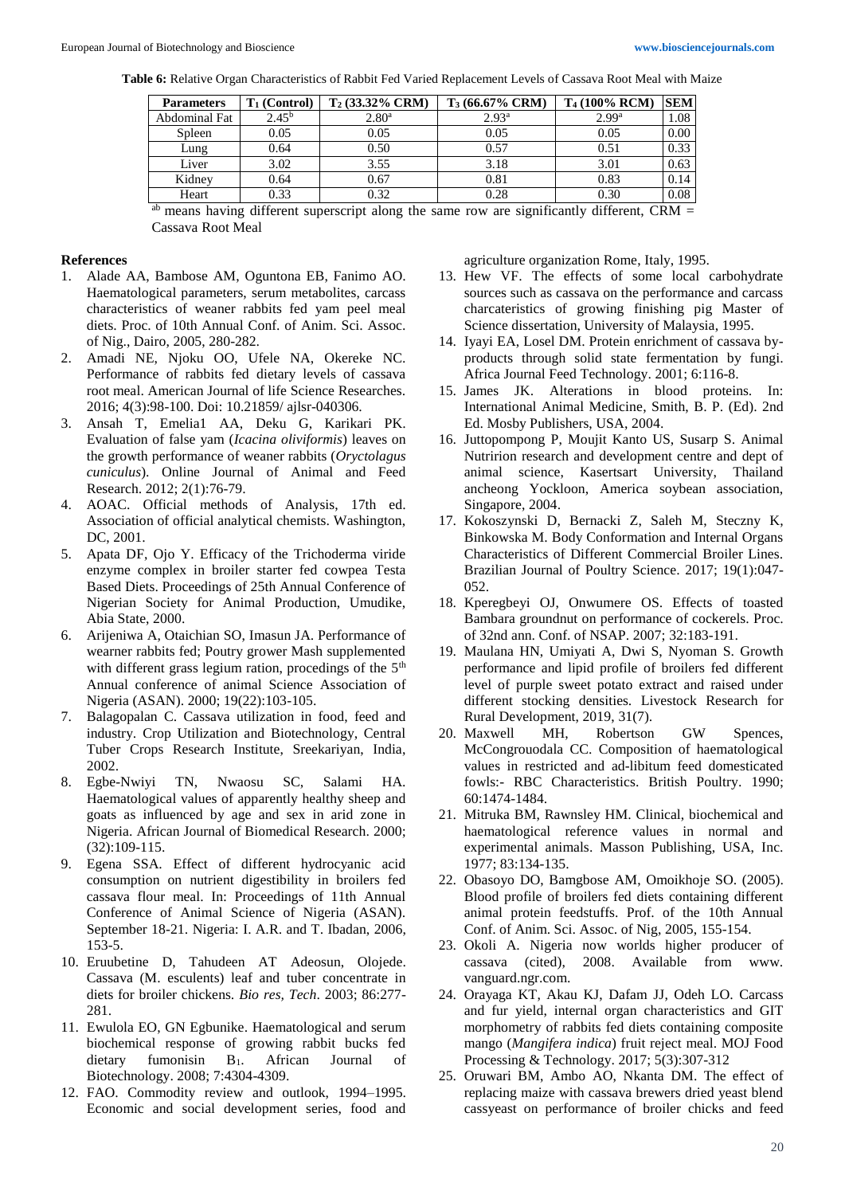**Table 6:** Relative Organ Characteristics of Rabbit Fed Varied Replacement Levels of Cassava Root Meal with Maize

| Parameters | $T_1$ (Control) | $T_2$ (33.32% CRM) | $T_3$ (66.67% CRM) | $T_4$ (100% RCM) | SEM |
|---|---|---|---|---|---|
| Abdominal Fat | 2.45[b] | 2.80[a] | 2.93[a] | 2.99[a] | 1.08 |
| Spleen | 0.05 | 0.05 | 0.05 | 0.05 | 0.00 |
| Lung | 0.64 | 0.50 | 0.57 | 0.51 | 0.33 |
| Liver | 3.02 | 3.55 | 3.18 | 3.01 | 0.63 |
| Kidney | 0.64 | 0.67 | 0.81 | 0.83 | 0.14 |
| Heart | 0.33 | 0.32 | 0.28 | 0.30 | 0.08 |

[ab] means having different superscript along the same row are significantly different, CRM = Cassava Root Meal

## References

1. Alade AA, Bambose AM, Oguntona EB, Fanimo AO. Haematological parameters, serum metabolites, carcass characteristics of weaner rabbits fed yam peel meal diets. Proc. of 10th Annual Conf. of Anim. Sci. Assoc. of Nig., Dairo, 2005, 280-282.
2. Amadi NE, Njoku OO, Ufele NA, Okereke NC. Performance of rabbits fed dietary levels of cassava root meal. American Journal of life Science Researches. 2016; 4(3):98-100. Doi: 10.21859/ ajlsr-040306.
3. Ansah T, Emelia1 AA, Deku G, Karikari PK. Evaluation of false yam (*Icacina oliviformis*) leaves on the growth performance of weaner rabbits (*Oryctolagus cuniculus*). Online Journal of Animal and Feed Research. 2012; 2(1):76-79.
4. AOAC. Official methods of Analysis, 17th ed. Association of official analytical chemists. Washington, DC, 2001.
5. Apata DF, Ojo Y. Efficacy of the Trichoderma viride enzyme complex in broiler starter fed cowpea Testa Based Diets. Proceedings of 25th Annual Conference of Nigerian Society for Animal Production, Umudike, Abia State, 2000.
6. Arijeniwa A, Otaichian SO, Imasun JA. Performance of wearner rabbits fed; Poutry grower Mash supplemented with different grass legium ration, procedings of the 5th Annual conference of animal Science Association of Nigeria (ASAN). 2000; 19(22):103-105.
7. Balagopalan C. Cassava utilization in food, feed and industry. Crop Utilization and Biotechnology, Central Tuber Crops Research Institute, Sreekariyan, India, 2002.
8. Egbe-Nwiyi TN, Nwaosu SC, Salami HA. Haematological values of apparently healthy sheep and goats as influenced by age and sex in arid zone in Nigeria. African Journal of Biomedical Research. 2000; (32):109-115.
9. Egena SSA. Effect of different hydrocyanic acid consumption on nutrient digestibility in broilers fed cassava flour meal. In: Proceedings of 11th Annual Conference of Animal Science of Nigeria (ASAN). September 18-21. Nigeria: I. A.R. and T. Ibadan, 2006, 153-5.
10. Eruubetine D, Tahudeen AT Adeosun, Olojede. Cassava (M. esculents) leaf and tuber concentrate in diets for broiler chickens. *Bio res, Tech*. 2003; 86:277-281.
11. Ewulola EO, GN Egbunike. Haematological and serum biochemical response of growing rabbit bucks fed dietary fumonisin $B_1$. African Journal of Biotechnology. 2008; 7:4304-4309.
12. FAO. Commodity review and outlook, 1994–1995. Economic and social development series, food and agriculture organization Rome, Italy, 1995.
13. Hew VF. The effects of some local carbohydrate sources such as cassava on the performance and carcass charcateristics of growing finishing pig Master of Science dissertation, University of Malaysia, 1995.
14. Iyayi EA, Losel DM. Protein enrichment of cassava by-products through solid state fermentation by fungi. Africa Journal Feed Technology. 2001; 6:116-8.
15. James JK. Alterations in blood proteins. In: International Animal Medicine, Smith, B. P. (Ed). 2nd Ed. Mosby Publishers, USA, 2004.
16. Juttopompong P, Moujit Kanto US, Susarp S. Animal Nutririon research and development centre and dept of animal science, Kasertsart University, Thailand ancheong Yockloon, America soybean association, Singapore, 2004.
17. Kokoszynski D, Bernacki Z, Saleh M, Steczny K, Binkowska M. Body Conformation and Internal Organs Characteristics of Different Commercial Broiler Lines. Brazilian Journal of Poultry Science. 2017; 19(1):047-052.
18. Kperegbeyi OJ, Onwumere OS. Effects of toasted Bambara groundnut on performance of cockerels. Proc. of 32nd ann. Conf. of NSAP. 2007; 32:183-191.
19. Maulana HN, Umiyati A, Dwi S, Nyoman S. Growth performance and lipid profile of broilers fed different level of purple sweet potato extract and raised under different stocking densities. Livestock Research for Rural Development, 2019, 31(7).
20. Maxwell MH, Robertson GW Spences, McCongrouodala CC. Composition of haematological values in restricted and ad-libitum feed domesticated fowls:- RBC Characteristics. British Poultry. 1990; 60:1474-1484.
21. Mitruka BM, Rawnsley HM. Clinical, biochemical and haematological reference values in normal and experimental animals. Masson Publishing, USA, Inc. 1977; 83:134-135.
22. Obasoyo DO, Bamgbose AM, Omoikhoje SO. (2005). Blood profile of broilers fed diets containing different animal protein feedstuffs. Prof. of the 10th Annual Conf. of Anim. Sci. Assoc. of Nig, 2005, 155-154.
23. Okoli A. Nigeria now worlds higher producer of cassava (cited), 2008. Available from www. vanguard.ngr.com.
24. Orayaga KT, Akau KJ, Dafam JJ, Odeh LO. Carcass and fur yield, internal organ characteristics and GIT morphometry of rabbits fed diets containing composite mango (*Mangifera indica*) fruit reject meal. MOJ Food Processing & Technology. 2017; 5(3):307-312
25. Oruwari BM, Ambo AO, Nkanta DM. The effect of replacing maize with cassava brewers dried yeast blend cassyeast on performance of broiler chicks and feed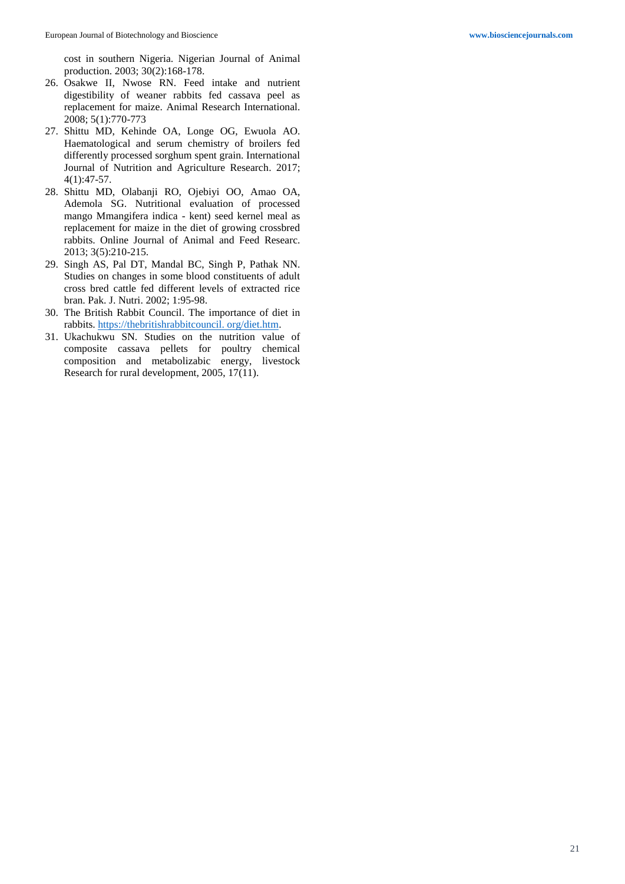cost in southern Nigeria. Nigerian Journal of Animal production. 2003; 30(2):168-178.

26. Osakwe II, Nwose RN. Feed intake and nutrient digestibility of weaner rabbits fed cassava peel as replacement for maize. Animal Research International. 2008; 5(1):770-773
27. Shittu MD, Kehinde OA, Longe OG, Ewuola AO. Haematological and serum chemistry of broilers fed differently processed sorghum spent grain. International Journal of Nutrition and Agriculture Research. 2017; 4(1):47-57.
28. Shittu MD, Olabanji RO, Ojebiyi OO, Amao OA, Ademola SG. Nutritional evaluation of processed mango Mmangifera indica - kent) seed kernel meal as replacement for maize in the diet of growing crossbred rabbits. Online Journal of Animal and Feed Researc. 2013; 3(5):210-215.
29. Singh AS, Pal DT, Mandal BC, Singh P, Pathak NN. Studies on changes in some blood constituents of adult cross bred cattle fed different levels of extracted rice bran. Pak. J. Nutri. 2002; 1:95-98.
30. The British Rabbit Council. The importance of diet in rabbits. https://thebritishrabbitcouncil. org/diet.htm.
31. Ukachukwu SN. Studies on the nutrition value of composite cassava pellets for poultry chemical composition and metabolizabic energy, livestock Research for rural development, 2005, 17(11).